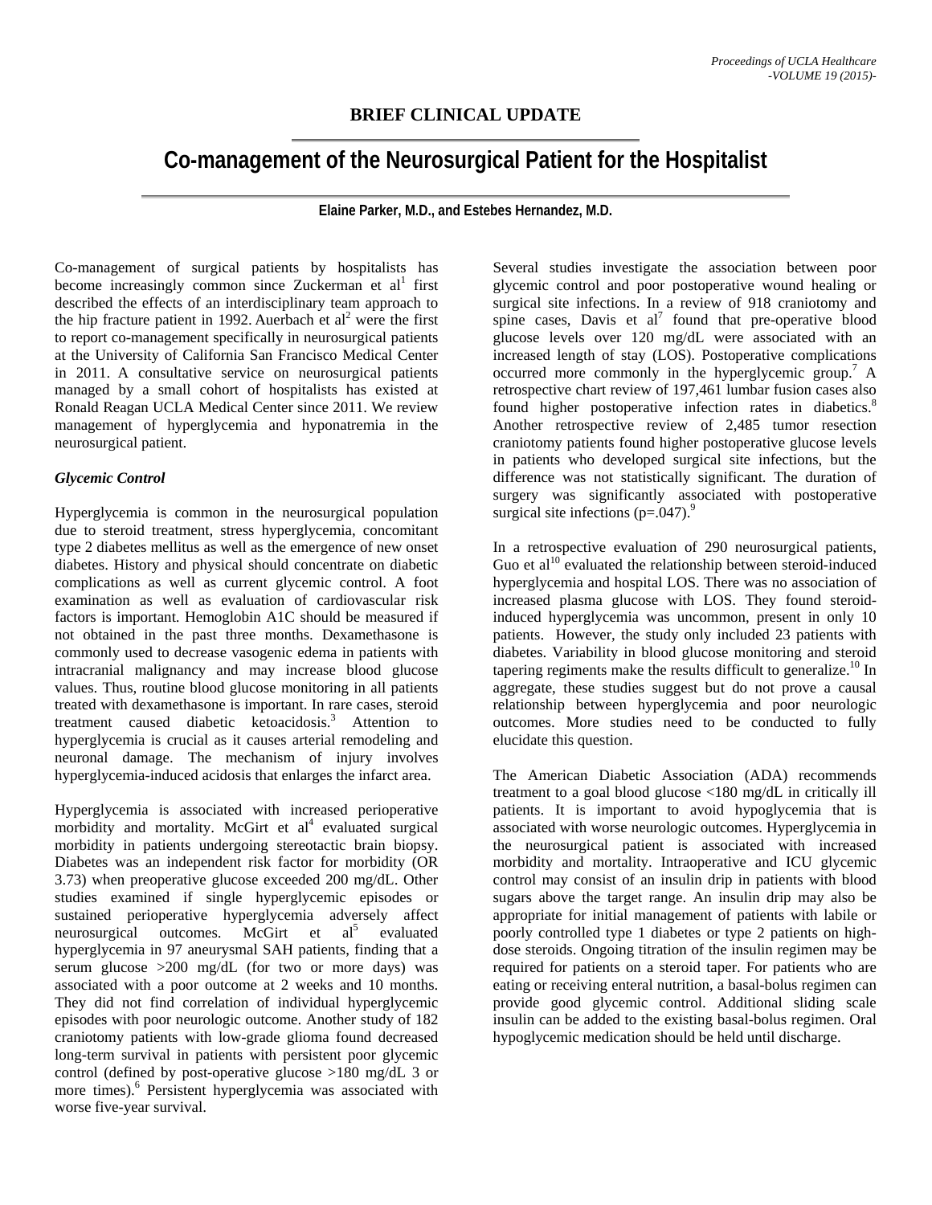**BRIEF CLINICAL UPDATE**

# Co-management of the Neurosurgical Patient for the Hospitalist

**Elaine Parker, M.D., and Estebes Hernandez, M.D.**

Co-management of surgical patients by hospitalists has become increasingly common since Zuckerman et al[1] first described the effects of an interdisciplinary team approach to the hip fracture patient in 1992. Auerbach et al[2] were the first to report co-management specifically in neurosurgical patients at the University of California San Francisco Medical Center in 2011. A consultative service on neurosurgical patients managed by a small cohort of hospitalists has existed at Ronald Reagan UCLA Medical Center since 2011. We review management of hyperglycemia and hyponatremia in the neurosurgical patient.

### *Glycemic Control*

Hyperglycemia is common in the neurosurgical population due to steroid treatment, stress hyperglycemia, concomitant type 2 diabetes mellitus as well as the emergence of new onset diabetes. History and physical should concentrate on diabetic complications as well as current glycemic control. A foot examination as well as evaluation of cardiovascular risk factors is important. Hemoglobin A1C should be measured if not obtained in the past three months. Dexamethasone is commonly used to decrease vasogenic edema in patients with intracranial malignancy and may increase blood glucose values. Thus, routine blood glucose monitoring in all patients treated with dexamethasone is important. In rare cases, steroid treatment caused diabetic ketoacidosis.[3] Attention to hyperglycemia is crucial as it causes arterial remodeling and neuronal damage. The mechanism of injury involves hyperglycemia-induced acidosis that enlarges the infarct area.

Hyperglycemia is associated with increased perioperative morbidity and mortality. McGirt et al[4] evaluated surgical morbidity in patients undergoing stereotactic brain biopsy. Diabetes was an independent risk factor for morbidity (OR 3.73) when preoperative glucose exceeded 200 mg/dL. Other studies examined if single hyperglycemic episodes or sustained perioperative hyperglycemia adversely affect neurosurgical outcomes. McGirt et al[5] evaluated hyperglycemia in 97 aneurysmal SAH patients, finding that a serum glucose >200 mg/dL (for two or more days) was associated with a poor outcome at 2 weeks and 10 months. They did not find correlation of individual hyperglycemic episodes with poor neurologic outcome. Another study of 182 craniotomy patients with low-grade glioma found decreased long-term survival in patients with persistent poor glycemic control (defined by post-operative glucose >180 mg/dL 3 or more times).[6] Persistent hyperglycemia was associated with worse five-year survival.

Several studies investigate the association between poor glycemic control and poor postoperative wound healing or surgical site infections. In a review of 918 craniotomy and spine cases, Davis et al[7] found that pre-operative blood glucose levels over 120 mg/dL were associated with an increased length of stay (LOS). Postoperative complications occurred more commonly in the hyperglycemic group.[7] A retrospective chart review of 197,461 lumbar fusion cases also found higher postoperative infection rates in diabetics.[8] Another retrospective review of 2,485 tumor resection craniotomy patients found higher postoperative glucose levels in patients who developed surgical site infections, but the difference was not statistically significant. The duration of surgery was significantly associated with postoperative surgical site infections ($p=.047$).[9]

In a retrospective evaluation of 290 neurosurgical patients, Guo et al[10] evaluated the relationship between steroid-induced hyperglycemia and hospital LOS. There was no association of increased plasma glucose with LOS. They found steroid-induced hyperglycemia was uncommon, present in only 10 patients. However, the study only included 23 patients with diabetes. Variability in blood glucose monitoring and steroid tapering regiments make the results difficult to generalize.[10] In aggregate, these studies suggest but do not prove a causal relationship between hyperglycemia and poor neurologic outcomes. More studies need to be conducted to fully elucidate this question.

The American Diabetic Association (ADA) recommends treatment to a goal blood glucose <180 mg/dL in critically ill patients. It is important to avoid hypoglycemia that is associated with worse neurologic outcomes. Hyperglycemia in the neurosurgical patient is associated with increased morbidity and mortality. Intraoperative and ICU glycemic control may consist of an insulin drip in patients with blood sugars above the target range. An insulin drip may also be appropriate for initial management of patients with labile or poorly controlled type 1 diabetes or type 2 patients on high-dose steroids. Ongoing titration of the insulin regimen may be required for patients on a steroid taper. For patients who are eating or receiving enteral nutrition, a basal-bolus regimen can provide good glycemic control. Additional sliding scale insulin can be added to the existing basal-bolus regimen. Oral hypoglycemic medication should be held until discharge.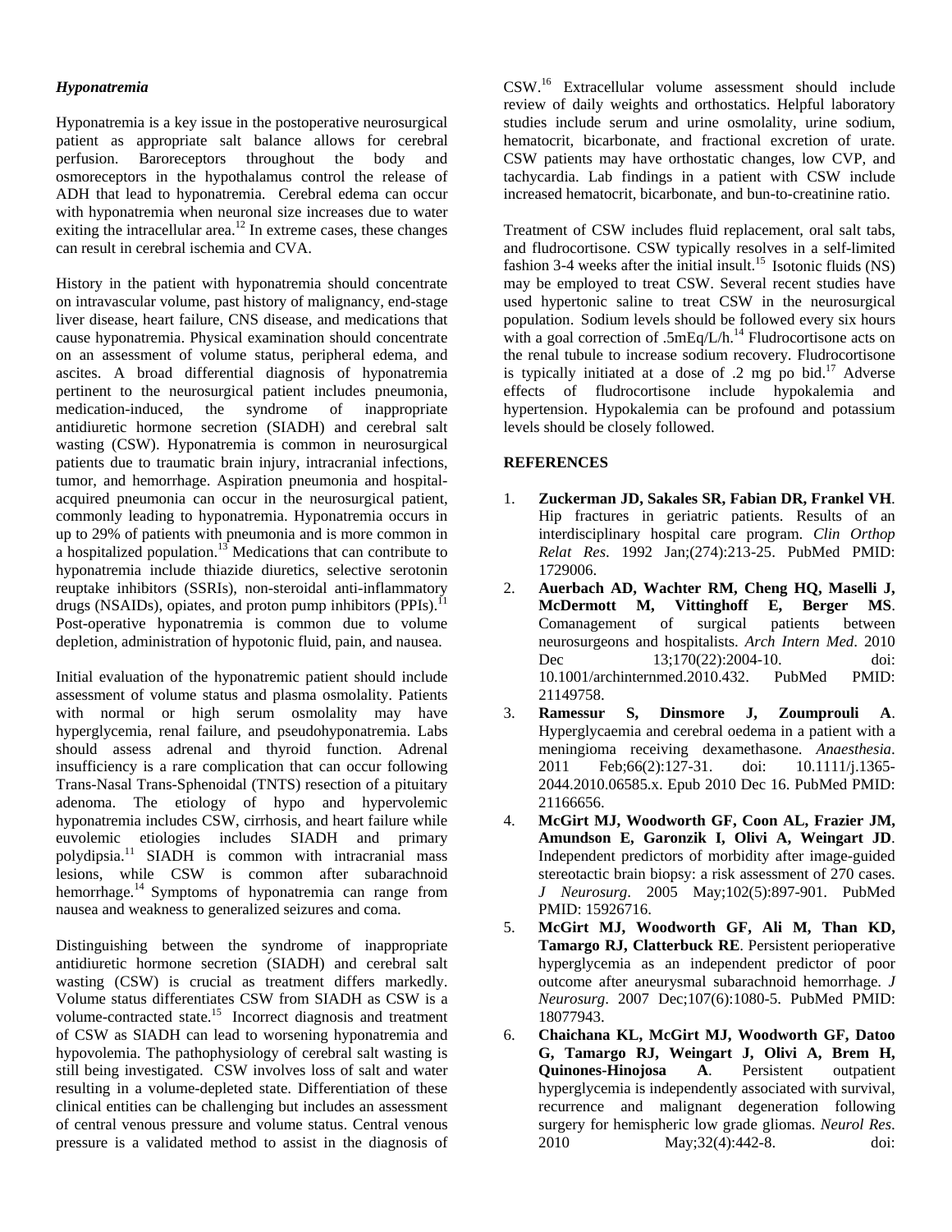### *Hyponatremia*

Hyponatremia is a key issue in the postoperative neurosurgical patient as appropriate salt balance allows for cerebral perfusion. Baroreceptors throughout the body and osmoreceptors in the hypothalamus control the release of ADH that lead to hyponatremia. Cerebral edema can occur with hyponatremia when neuronal size increases due to water exiting the intracellular area.[12] In extreme cases, these changes can result in cerebral ischemia and CVA.

History in the patient with hyponatremia should concentrate on intravascular volume, past history of malignancy, end-stage liver disease, heart failure, CNS disease, and medications that cause hyponatremia. Physical examination should concentrate on an assessment of volume status, peripheral edema, and ascites. A broad differential diagnosis of hyponatremia pertinent to the neurosurgical patient includes pneumonia, medication-induced, the syndrome of inappropriate antidiuretic hormone secretion (SIADH) and cerebral salt wasting (CSW). Hyponatremia is common in neurosurgical patients due to traumatic brain injury, intracranial infections, tumor, and hemorrhage. Aspiration pneumonia and hospital-acquired pneumonia can occur in the neurosurgical patient, commonly leading to hyponatremia. Hyponatremia occurs in up to 29% of patients with pneumonia and is more common in a hospitalized population.[13] Medications that can contribute to hyponatremia include thiazide diuretics, selective serotonin reuptake inhibitors (SSRIs), non-steroidal anti-inflammatory drugs (NSAIDs), opiates, and proton pump inhibitors (PPIs).[11] Post-operative hyponatremia is common due to volume depletion, administration of hypotonic fluid, pain, and nausea.

Initial evaluation of the hyponatremic patient should include assessment of volume status and plasma osmolality. Patients with normal or high serum osmolality may have hyperglycemia, renal failure, and pseudohyponatremia. Labs should assess adrenal and thyroid function. Adrenal insufficiency is a rare complication that can occur following Trans-Nasal Trans-Sphenoidal (TNTS) resection of a pituitary adenoma. The etiology of hypo and hypervolemic hyponatremia includes CSW, cirrhosis, and heart failure while euvolemic etiologies includes SIADH and primary polydipsia.[11] SIADH is common with intracranial mass lesions, while CSW is common after subarachnoid hemorrhage.[14] Symptoms of hyponatremia can range from nausea and weakness to generalized seizures and coma.

Distinguishing between the syndrome of inappropriate antidiuretic hormone secretion (SIADH) and cerebral salt wasting (CSW) is crucial as treatment differs markedly. Volume status differentiates CSW from SIADH as CSW is a volume-contracted state.[15] Incorrect diagnosis and treatment of CSW as SIADH can lead to worsening hyponatremia and hypovolemia. The pathophysiology of cerebral salt wasting is still being investigated. CSW involves loss of salt and water resulting in a volume-depleted state. Differentiation of these clinical entities can be challenging but includes an assessment of central venous pressure and volume status. Central venous pressure is a validated method to assist in the diagnosis of CSW.[16] Extracellular volume assessment should include review of daily weights and orthostatics. Helpful laboratory studies include serum and urine osmolality, urine sodium, hematocrit, bicarbonate, and fractional excretion of urate. CSW patients may have orthostatic changes, low CVP, and tachycardia. Lab findings in a patient with CSW include increased hematocrit, bicarbonate, and bun-to-creatinine ratio.

Treatment of CSW includes fluid replacement, oral salt tabs, and fludrocortisone. CSW typically resolves in a self-limited fashion 3-4 weeks after the initial insult.[15] Isotonic fluids (NS) may be employed to treat CSW. Several recent studies have used hypertonic saline to treat CSW in the neurosurgical population. Sodium levels should be followed every six hours with a goal correction of .5mEq/L/h.[14] Fludrocortisone acts on the renal tubule to increase sodium recovery. Fludrocortisone is typically initiated at a dose of .2 mg po bid.[17] Adverse effects of fludrocortisone include hypokalemia and hypertension. Hypokalemia can be profound and potassium levels should be closely followed.

## REFERENCES

1. **Zuckerman JD, Sakales SR, Fabian DR, Frankel VH**. Hip fractures in geriatric patients. Results of an interdisciplinary hospital care program. *Clin Orthop Relat Res*. 1992 Jan;(274):213-25. PubMed PMID: 1729006.
2. **Auerbach AD, Wachter RM, Cheng HQ, Maselli J, McDermott M, Vittinghoff E, Berger MS**. Comanagement of surgical patients between neurosurgeons and hospitalists. *Arch Intern Med*. 2010 Dec 13;170(22):2004-10. doi: 10.1001/archinternmed.2010.432. PubMed PMID: 21149758.
3. **Ramessur S, Dinsmore J, Zoumprouli A**. Hyperglycaemia and cerebral oedema in a patient with a meningioma receiving dexamethasone. *Anaesthesia*. 2011 Feb;66(2):127-31. doi: 10.1111/j.1365-2044.2010.06585.x. Epub 2010 Dec 16. PubMed PMID: 21166656.
4. **McGirt MJ, Woodworth GF, Coon AL, Frazier JM, Amundson E, Garonzik I, Olivi A, Weingart JD**. Independent predictors of morbidity after image-guided stereotactic brain biopsy: a risk assessment of 270 cases. *J Neurosurg*. 2005 May;102(5):897-901. PubMed PMID: 15926716.
5. **McGirt MJ, Woodworth GF, Ali M, Than KD, Tamargo RJ, Clatterbuck RE**. Persistent perioperative hyperglycemia as an independent predictor of poor outcome after aneurysmal subarachnoid hemorrhage. *J Neurosurg*. 2007 Dec;107(6):1080-5. PubMed PMID: 18077943.
6. **Chaichana KL, McGirt MJ, Woodworth GF, Datoo G, Tamargo RJ, Weingart J, Olivi A, Brem H, Quinones-Hinojosa A**. Persistent outpatient hyperglycemia is independently associated with survival, recurrence and malignant degeneration following surgery for hemispheric low grade gliomas. *Neurol Res*. 2010 May;32(4):442-8. doi: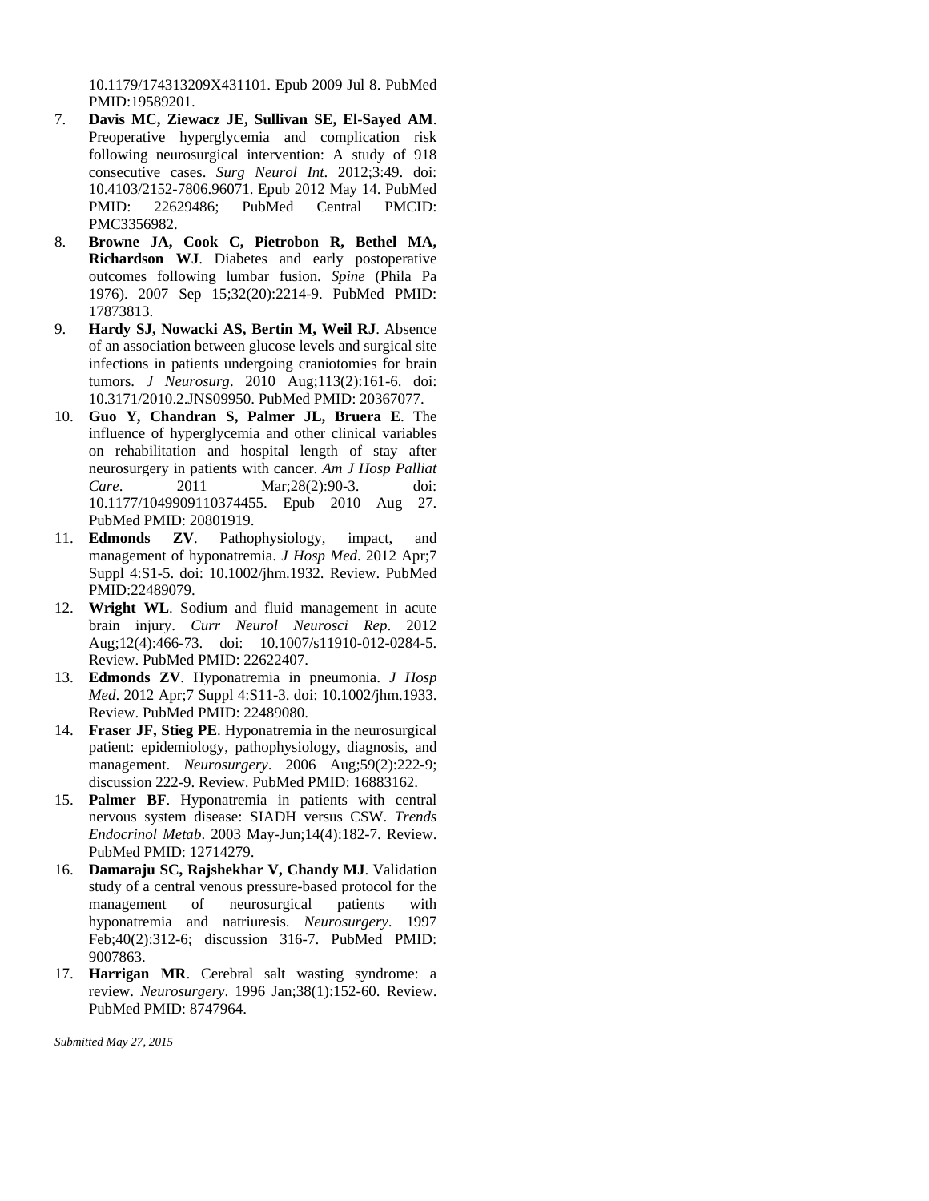10.1179/174313209X431101. Epub 2009 Jul 8. PubMed PMID:19589201.

7. **Davis MC, Ziewacz JE, Sullivan SE, El-Sayed AM**. Preoperative hyperglycemia and complication risk following neurosurgical intervention: A study of 918 consecutive cases. *Surg Neurol Int*. 2012;3:49. doi: 10.4103/2152-7806.96071. Epub 2012 May 14. PubMed PMID: 22629486; PubMed Central PMCID: PMC3356982.
8. **Browne JA, Cook C, Pietrobon R, Bethel MA, Richardson WJ**. Diabetes and early postoperative outcomes following lumbar fusion. *Spine* (Phila Pa 1976). 2007 Sep 15;32(20):2214-9. PubMed PMID: 17873813.
9. **Hardy SJ, Nowacki AS, Bertin M, Weil RJ**. Absence of an association between glucose levels and surgical site infections in patients undergoing craniotomies for brain tumors. *J Neurosurg*. 2010 Aug;113(2):161-6. doi: 10.3171/2010.2.JNS09950. PubMed PMID: 20367077.
10. **Guo Y, Chandran S, Palmer JL, Bruera E**. The influence of hyperglycemia and other clinical variables on rehabilitation and hospital length of stay after neurosurgery in patients with cancer. *Am J Hosp Palliat Care*. 2011 Mar;28(2):90-3. doi: 10.1177/1049909110374455. Epub 2010 Aug 27. PubMed PMID: 20801919.
11. **Edmonds ZV**. Pathophysiology, impact, and management of hyponatremia. *J Hosp Med*. 2012 Apr;7 Suppl 4:S1-5. doi: 10.1002/jhm.1932. Review. PubMed PMID:22489079.
12. **Wright WL**. Sodium and fluid management in acute brain injury. *Curr Neurol Neurosci Rep*. 2012 Aug;12(4):466-73. doi: 10.1007/s11910-012-0284-5. Review. PubMed PMID: 22622407.
13. **Edmonds ZV**. Hyponatremia in pneumonia. *J Hosp Med*. 2012 Apr;7 Suppl 4:S11-3. doi: 10.1002/jhm.1933. Review. PubMed PMID: 22489080.
14. **Fraser JF, Stieg PE**. Hyponatremia in the neurosurgical patient: epidemiology, pathophysiology, diagnosis, and management. *Neurosurgery*. 2006 Aug;59(2):222-9; discussion 222-9. Review. PubMed PMID: 16883162.
15. **Palmer BF**. Hyponatremia in patients with central nervous system disease: SIADH versus CSW. *Trends Endocrinol Metab*. 2003 May-Jun;14(4):182-7. Review. PubMed PMID: 12714279.
16. **Damaraju SC, Rajshekhar V, Chandy MJ**. Validation study of a central venous pressure-based protocol for the management of neurosurgical patients with hyponatremia and natriuresis. *Neurosurgery*. 1997 Feb;40(2):312-6; discussion 316-7. PubMed PMID: 9007863.
17. **Harrigan MR**. Cerebral salt wasting syndrome: a review. *Neurosurgery*. 1996 Jan;38(1):152-60. Review. PubMed PMID: 8747964.

*Submitted May 27, 2015*